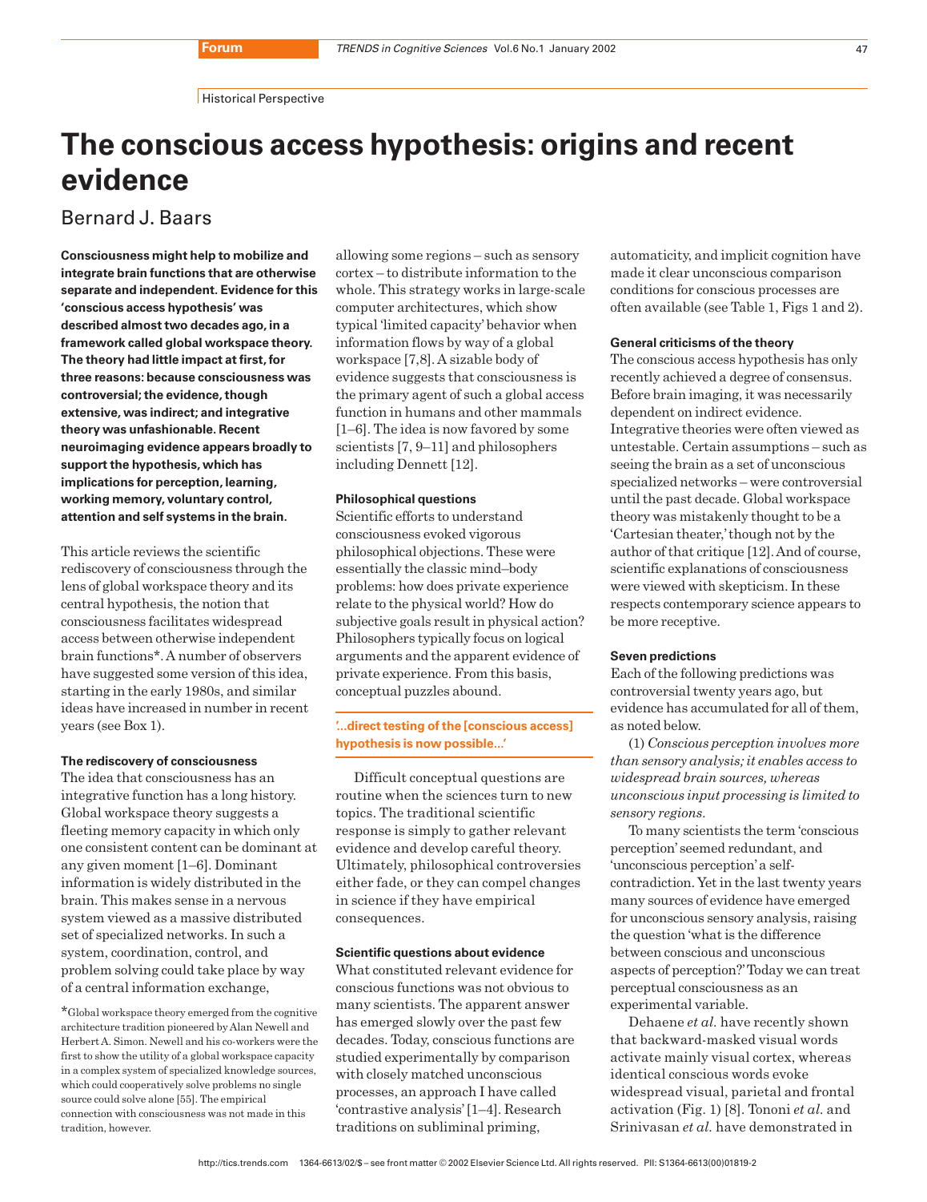Historical Perspective

# The conscious access hypothesis: origins and recent evidence

Bernard J. Baars

**Consciousness might help to mobilize and integrate brain functions that are otherwise separate and independent. Evidence for this 'conscious access hypothesis' was described almost two decades ago, in a framework called global workspace theory. The theory had little impact at first, for three reasons: because consciousness was controversial; the evidence, though extensive, was indirect; and integrative theory was unfashionable. Recent neuroimaging evidence appears broadly to support the hypothesis, which has implications for perception, learning, working memory, voluntary control, attention and self systems in the brain.**

This article reviews the scientific rediscovery of consciousness through the lens of global workspace theory and its central hypothesis, the notion that consciousness facilitates widespread access between otherwise independent brain functions*. A number of observers have suggested some version of this idea, starting in the early 1980s, and similar ideas have increased in number in recent years (see Box 1).

### The rediscovery of consciousness

The idea that consciousness has an integrative function has a long history. Global workspace theory suggests a fleeting memory capacity in which only one consistent content can be dominant at any given moment [1–6]. Dominant information is widely distributed in the brain. This makes sense in a nervous system viewed as a massive distributed set of specialized networks. In such a system, coordination, control, and problem solving could take place by way of a central information exchange, allowing some regions – such as sensory cortex – to distribute information to the whole. This strategy works in large-scale computer architectures, which show typical 'limited capacity' behavior when information flows by way of a global workspace [7,8]. A sizable body of evidence suggests that consciousness is the primary agent of such a global access function in humans and other mammals [1–6]. The idea is now favored by some scientists [7, 9–11] and philosophers including Dennett [12].

### Philosophical questions

Scientific efforts to understand consciousness evoked vigorous philosophical objections. These were essentially the classic mind–body problems: how does private experience relate to the physical world? How do subjective goals result in physical action? Philosophers typically focus on logical arguments and the apparent evidence of private experience. From this basis, conceptual puzzles abound.

**'...direct testing of the [conscious access] hypothesis is now possible...'**

Difficult conceptual questions are routine when the sciences turn to new topics. The traditional scientific response is simply to gather relevant evidence and develop careful theory. Ultimately, philosophical controversies either fade, or they can compel changes in science if they have empirical consequences.

### Scientific questions about evidence

What constituted relevant evidence for conscious functions was not obvious to many scientists. The apparent answer has emerged slowly over the past few decades. Today, conscious functions are studied experimentally by comparison with closely matched unconscious processes, an approach I have called 'contrastive analysis' [1–4]. Research traditions on subliminal priming, automaticity, and implicit cognition have made it clear unconscious comparison conditions for conscious processes are often available (see Table 1, Figs 1 and 2).

### General criticisms of the theory

The conscious access hypothesis has only recently achieved a degree of consensus. Before brain imaging, it was necessarily dependent on indirect evidence. Integrative theories were often viewed as untestable. Certain assumptions – such as seeing the brain as a set of unconscious specialized networks – were controversial until the past decade. Global workspace theory was mistakenly thought to be a 'Cartesian theater,' though not by the author of that critique [12]. And of course, scientific explanations of consciousness were viewed with skepticism. In these respects contemporary science appears to be more receptive.

### Seven predictions

Each of the following predictions was controversial twenty years ago, but evidence has accumulated for all of them, as noted below.

(1) *Conscious perception involves more than sensory analysis; it enables access to widespread brain sources, whereas unconscious input processing is limited to sensory regions.*

To many scientists the term 'conscious perception' seemed redundant, and 'unconscious perception' a self-contradiction. Yet in the last twenty years many sources of evidence have emerged for unconscious sensory analysis, raising the question 'what is the difference between conscious and unconscious aspects of perception?' Today we can treat perceptual consciousness as an experimental variable.

Dehaene *et al.* have recently shown that backward-masked visual words activate mainly visual cortex, whereas identical conscious words evoke widespread visual, parietal and frontal activation (Fig. 1) [8]. Tononi *et al.* and Srinivasan *et al.* have demonstrated in

*Global workspace theory emerged from the cognitive architecture tradition pioneered by Alan Newell and Herbert A. Simon. Newell and his co-workers were the first to show the utility of a global workspace capacity in a complex system of specialized knowledge sources, which could cooperatively solve problems no single source could solve alone [55]. The empirical connection with consciousness was not made in this tradition, however.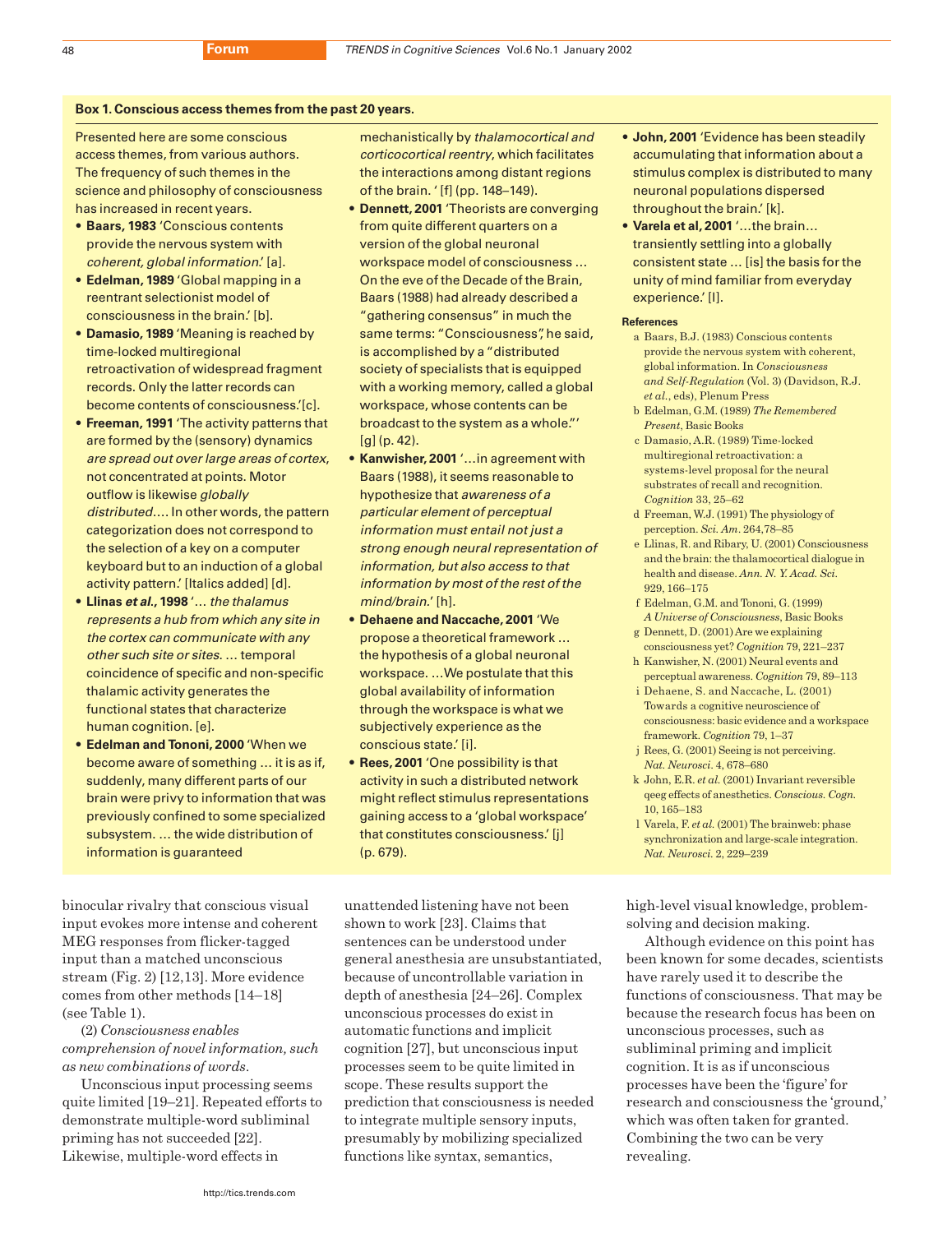### Box 1. Conscious access themes from the past 20 years.

Presented here are some conscious access themes, from various authors. The frequency of such themes in the science and philosophy of consciousness has increased in recent years.

- **Baars, 1983** 'Conscious contents provide the nervous system with *coherent, global information*.' [a].
- **Edelman, 1989** 'Global mapping in a reentrant selectionist model of consciousness in the brain.' [b].
- **Damasio, 1989** 'Meaning is reached by time-locked multiregional retroactivation of widespread fragment records. Only the latter records can become contents of consciousness.'[c].
- **Freeman, 1991** 'The activity patterns that are formed by the (sensory) dynamics *are spread out over large areas of cortex*, not concentrated at points. Motor outflow is likewise *globally distributed*.... In other words, the pattern categorization does not correspond to the selection of a key on a computer keyboard but to an induction of a global activity pattern.' [Italics added] [d].
- **Llinas *et al.*, 1998** '... *the thalamus represents a hub from which any site in the cortex can communicate with any other such site or sites.* ... temporal coincidence of specific and non-specific thalamic activity generates the functional states that characterize human cognition. [e].
- **Edelman and Tononi, 2000** 'When we become aware of something ... it is as if, suddenly, many different parts of our brain were privy to information that was previously confined to some specialized subsystem. ... the wide distribution of information is guaranteed mechanistically by *thalamocortical and corticocortical reentry*, which facilitates the interactions among distant regions of the brain. ' [f] (pp. 148–149).
- **Dennett, 2001** 'Theorists are converging from quite different quarters on a version of the global neuronal workspace model of consciousness ... On the eve of the Decade of the Brain, Baars (1988) had already described a "gathering consensus" in much the same terms: "Consciousness", he said, is accomplished by a "distributed society of specialists that is equipped with a working memory, called a global workspace, whose contents can be broadcast to the system as a whole."' [g] (p. 42).
- **Kanwisher, 2001** '...in agreement with Baars (1988), it seems reasonable to hypothesize that *awareness of a particular element of perceptual information must entail not just a strong enough neural representation of information, but also access to that information by most of the rest of the mind/brain.*' [h].
- **Dehaene and Naccache, 2001** 'We propose a theoretical framework ... the hypothesis of a global neuronal workspace. ...We postulate that this global availability of information through the workspace is what we subjectively experience as the conscious state.' [i].
- **Rees, 2001** 'One possibility is that activity in such a distributed network might reflect stimulus representations gaining access to a 'global workspace' that constitutes consciousness.' [j] (p. 679).
- **John, 2001** 'Evidence has been steadily accumulating that information about a stimulus complex is distributed to many neuronal populations dispersed throughout the brain.' [k].
- **Varela et al, 2001** '...the brain... transiently settling into a globally consistent state ... [is] the basis for the unity of mind familiar from everyday experience.' [l].

**References**

a Baars, B.J. (1983) Conscious contents provide the nervous system with coherent, global information. In *Consciousness and Self-Regulation* (Vol. 3) (Davidson, R.J. *et al.*, eds), Plenum Press

b Edelman, G.M. (1989) *The Remembered Present*, Basic Books

c Damasio, A.R. (1989) Time-locked multiregional retroactivation: a systems-level proposal for the neural substrates of recall and recognition. *Cognition* 33, 25–62

d Freeman, W.J. (1991) The physiology of perception. *Sci. Am.* 264,78–85

e Llinas, R. and Ribary, U. (2001) Consciousness and the brain: the thalamocortical dialogue in health and disease. *Ann. N. Y. Acad. Sci.* 929, 166–175

f Edelman, G.M. and Tononi, G. (1999) *A Universe of Consciousness*, Basic Books

g Dennett, D. (2001) Are we explaining consciousness yet? *Cognition* 79, 221–237

h Kanwisher, N. (2001) Neural events and perceptual awareness. *Cognition* 79, 89–113

i Dehaene, S. and Naccache, L. (2001) Towards a cognitive neuroscience of consciousness: basic evidence and a workspace framework. *Cognition* 79, 1–37

j Rees, G. (2001) Seeing is not perceiving. *Nat. Neurosci.* 4, 678–680

k John, E.R. *et al.* (2001) Invariant reversible qeeg effects of anesthetics. *Conscious. Cogn.* 10, 165–183

l Varela, F. *et al.* (2001) The brainweb: phase synchronization and large-scale integration. *Nat. Neurosci.* 2, 229–239

---

binocular rivalry that conscious visual input evokes more intense and coherent MEG responses from flicker-tagged input than a matched unconscious stream (Fig. 2) [12,13]. More evidence comes from other methods [14–18] (see Table 1).

(2) *Consciousness enables comprehension of novel information, such as new combinations of words.*

Unconscious input processing seems quite limited [19–21]. Repeated efforts to demonstrate multiple-word subliminal priming has not succeeded [22]. Likewise, multiple-word effects in unattended listening have not been shown to work [23]. Claims that sentences can be understood under general anesthesia are unsubstantiated, because of uncontrollable variation in depth of anesthesia [24–26]. Complex unconscious processes do exist in automatic functions and implicit cognition [27], but unconscious input processes seem to be quite limited in scope. These results support the prediction that consciousness is needed to integrate multiple sensory inputs, presumably by mobilizing specialized functions like syntax, semantics, high-level visual knowledge, problem-solving and decision making.

Although evidence on this point has been known for some decades, scientists have rarely used it to describe the functions of consciousness. That may be because the research focus has been on unconscious processes, such as subliminal priming and implicit cognition. It is as if unconscious processes have been the 'figure' for research and consciousness the 'ground,' which was often taken for granted. Combining the two can be very revealing.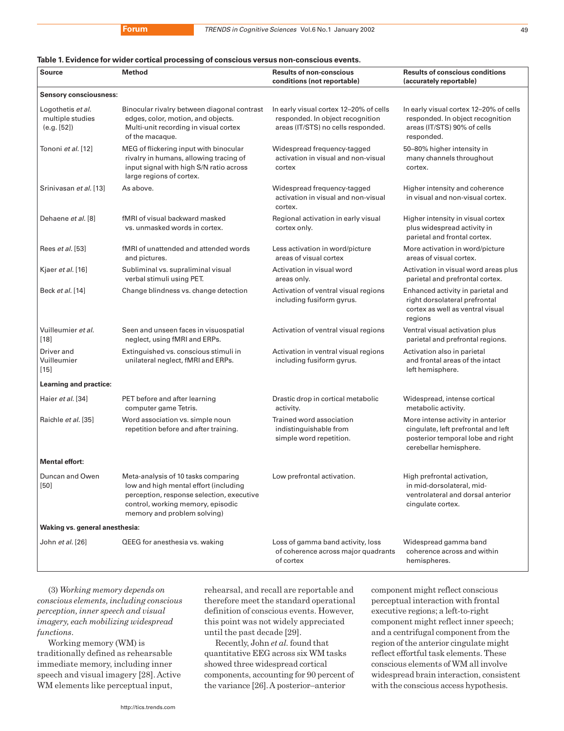**Table 1. Evidence for wider cortical processing of conscious versus non-conscious events.**

| Source | Method | Results of non-conscious conditions (not reportable) | Results of conscious conditions (accurately reportable) |
|---|---|---|---|
| **Sensory consciousness:** | | | |
| Logothetis *et al.* multiple studies (e.g. [52]) | Binocular rivalry between diagonal contrast edges, color, motion, and objects. Multi-unit recording in visual cortex of the macaque. | In early visual cortex 12–20% of cells responded. In object recognition areas (IT/STS) no cells responded. | In early visual cortex 12–20% of cells responded. In object recognition areas (IT/STS) 90% of cells responded. |
| Tononi *et al.* [12] | MEG of flickering input with binocular rivalry in humans, allowing tracing of input signal with high S/N ratio across large regions of cortex. | Widespread frequency-tagged activation in visual and non-visual cortex | 50–80% higher intensity in many channels throughout cortex. |
| Srinivasan *et al.* [13] | As above. | Widespread frequency-tagged activation in visual and non-visual cortex. | Higher intensity and coherence in visual and non-visual cortex. |
| Dehaene *et al.* [8] | fMRI of visual backward masked vs. unmasked words in cortex. | Regional activation in early visual cortex only. | Higher intensity in visual cortex plus widespread activity in parietal and frontal cortex. |
| Rees *et al.* [53] | fMRI of unattended and attended words and pictures. | Less activation in word/picture areas of visual cortex | More activation in word/picture areas of visual cortex. |
| Kjaer *et al.* [16] | Subliminal vs. supraliminal visual verbal stimuli using PET. | Activation in visual word areas only. | Activation in visual word areas plus parietal and prefrontal cortex. |
| Beck *et al.* [14] | Change blindness vs. change detection | Activation of ventral visual regions including fusiform gyrus. | Enhanced activity in parietal and right dorsolateral prefrontal cortex as well as ventral visual regions |
| Vuilleumier *et al.* [18] | Seen and unseen faces in visuospatial neglect, using fMRI and ERPs. | Activation of ventral visual regions | Ventral visual activation plus parietal and prefrontal regions. |
| Driver and Vuilleumier [15] | Extinguished vs. conscious stimuli in unilateral neglect, fMRI and ERPs. | Activation in ventral visual regions including fusiform gyrus. | Activation also in parietal and frontal areas of the intact left hemisphere. |
| **Learning and practice:** | | | |
| Haier *et al.* [34] | PET before and after learning computer game Tetris. | Drastic drop in cortical metabolic activity. | Widespread, intense cortical metabolic activity. |
| Raichle *et al.* [35] | Word association vs. simple noun repetition before and after training. | Trained word association indistinguishable from simple word repetition. | More intense activity in anterior cingulate, left prefrontal and left posterior temporal lobe and right cerebellar hemisphere. |
| **Mental effort:** | | | |
| Duncan and Owen [50] | Meta-analysis of 10 tasks comparing low and high mental effort (including perception, response selection, executive control, working memory, episodic memory and problem solving) | Low prefrontal activation. | High prefrontal activation, in mid-dorsolateral, mid-ventrolateral and dorsal anterior cingulate cortex. |
| **Waking vs. general anesthesia:** | | | |
| John *et al.* [26] | QEEG for anesthesia vs. waking | Loss of gamma band activity, loss of coherence across major quadrants of cortex | Widespread gamma band coherence across and within hemispheres. |

(3) *Working memory depends on conscious elements, including conscious perception, inner speech and visual imagery, each mobilizing widespread functions.*

Working memory (WM) is traditionally defined as rehearsable immediate memory, including inner speech and visual imagery [28]. Active WM elements like perceptual input, rehearsal, and recall are reportable and therefore meet the standard operational definition of conscious events. However, this point was not widely appreciated until the past decade [29].

Recently, John *et al.* found that quantitative EEG across six WM tasks showed three widespread cortical components, accounting for 90 percent of the variance [26]. A posterior–anterior component might reflect conscious perceptual interaction with frontal executive regions; a left-to-right component might reflect inner speech; and a centrifugal component from the region of the anterior cingulate might reflect effortful task elements. These conscious elements of WM all involve widespread brain interaction, consistent with the conscious access hypothesis.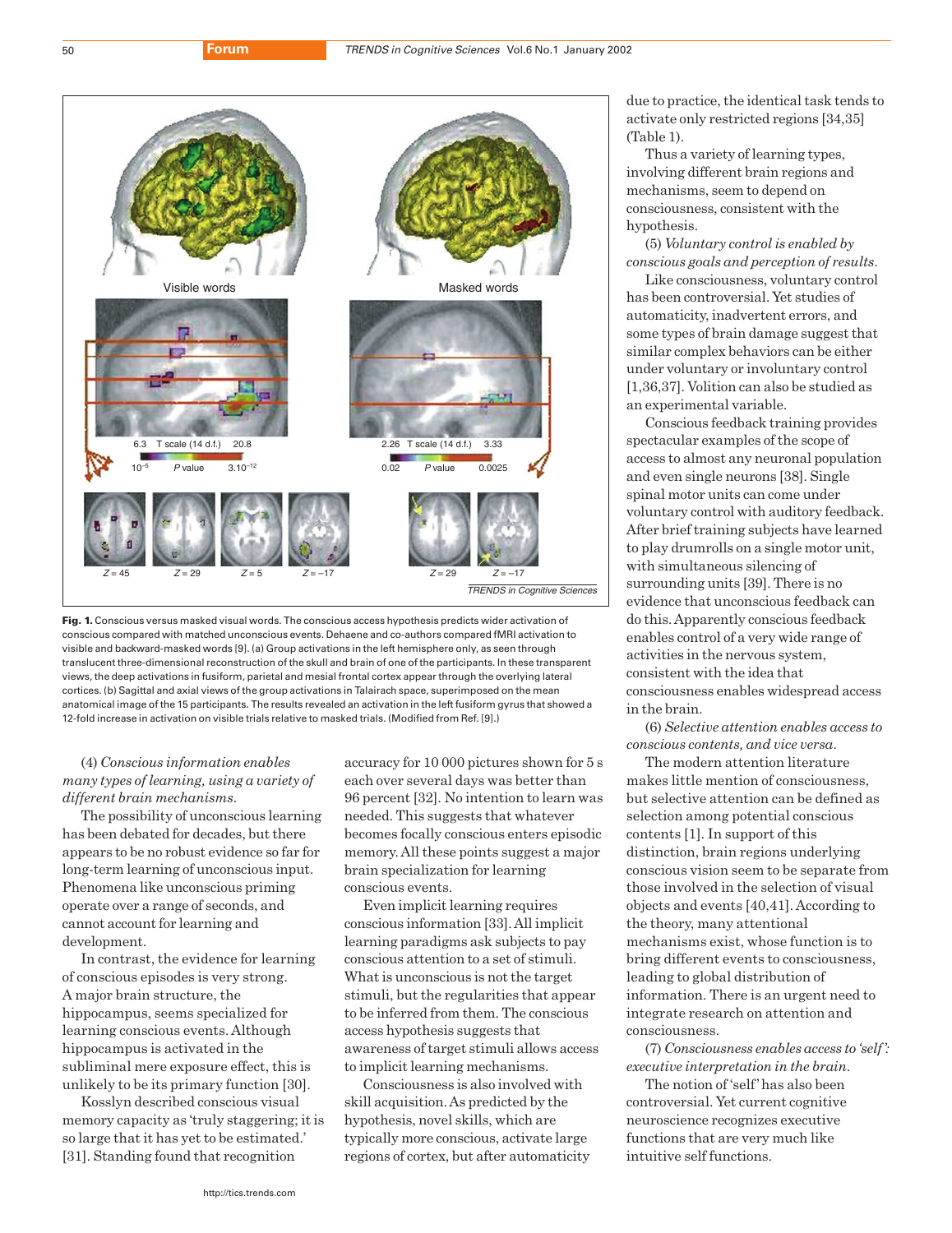**Fig. 1.** Conscious versus masked visual words. The conscious access hypothesis predicts wider activation of conscious compared with matched unconscious events. Dehaene and co-authors compared fMRI activation to visible and backward-masked words [9]. (a) Group activations in the left hemisphere only, as seen through translucent three-dimensional reconstruction of the skull and brain of one of the participants. In these transparent views, the deep activations in fusiform, parietal and mesial frontal cortex appear through the overlaying lateral cortices. (b) Sagittal and axial views of the group activations in Talairach space, superimposed on the mean anatomical image of the 15 participants. The results revealed an activation in the left fusiform gyrus that showed a 12-fold increase in activation on visible trials relative to masked trials. (Modified from Ref. [9].)

(4) *Conscious information enables many types of learning, using a variety of different brain mechanisms.*

The possibility of unconscious learning has been debated for decades, but there appears to be no robust evidence so far for long-term learning of unconscious input. Phenomena like unconscious priming operate over a range of seconds, and cannot account for learning and development.

In contrast, the evidence for learning of conscious episodes is very strong. A major brain structure, the hippocampus, seems specialized for learning conscious events. Although hippocampus is activated in the subliminal mere exposure effect, this is unlikely to be its primary function [30].

Kosslyn described conscious visual memory capacity as 'truly staggering; it is so large that it has yet to be estimated.' [31]. Standing found that recognition accuracy for 10 000 pictures shown for 5 s each over several days was better than 96 percent [32]. No intention to learn was needed. This suggests that whatever becomes focally conscious enters episodic memory. All these points suggest a major brain specialization for learning conscious events.

Even implicit learning requires conscious information [33]. All implicit learning paradigms ask subjects to pay conscious attention to a set of stimuli. What is unconscious is not the target stimuli, but the regularities that appear to be inferred from them. The conscious access hypothesis suggests that awareness of target stimuli allows access to implicit learning mechanisms.

Consciousness is also involved with skill acquisition. As predicted by the hypothesis, novel skills, which are typically more conscious, activate large regions of cortex, but after automaticity due to practice, the identical task tends to activate only restricted regions [34,35] (Table 1).

Thus a variety of learning types, involving different brain regions and mechanisms, seem to depend on consciousness, consistent with the hypothesis.

(5) *Voluntary control is enabled by conscious goals and perception of results.*

Like consciousness, voluntary control has been controversial. Yet studies of automaticity, inadvertent errors, and some types of brain damage suggest that similar complex behaviors can be either under voluntary or involuntary control [1,36,37]. Volition can also be studied as an experimental variable.

Conscious feedback training provides spectacular examples of the scope of access to almost any neuronal population and even single neurons [38]. Single spinal motor units can come under voluntary control with auditory feedback. After brief training subjects have learned to play drumrolls on a single motor unit, with simultaneous silencing of surrounding units [39]. There is no evidence that unconscious feedback can do this. Apparently conscious feedback enables control of a very wide range of activities in the nervous system, consistent with the idea that consciousness enables widespread access in the brain.

(6) *Selective attention enables access to conscious contents, and vice versa.*

The modern attention literature makes little mention of consciousness, but selective attention can be defined as selection among potential conscious contents [1]. In support of this distinction, brain regions underlying conscious vision seem to be separate from those involved in the selection of visual objects and events [40,41]. According to the theory, many attentional mechanisms exist, whose function is to bring different events to consciousness, leading to global distribution of information. There is an urgent need to integrate research on attention and consciousness.

(7) *Consciousness enables access to 'self': executive interpretation in the brain.*

The notion of 'self' has also been controversial. Yet current cognitive neuroscience recognizes executive functions that are very much like intuitive self functions.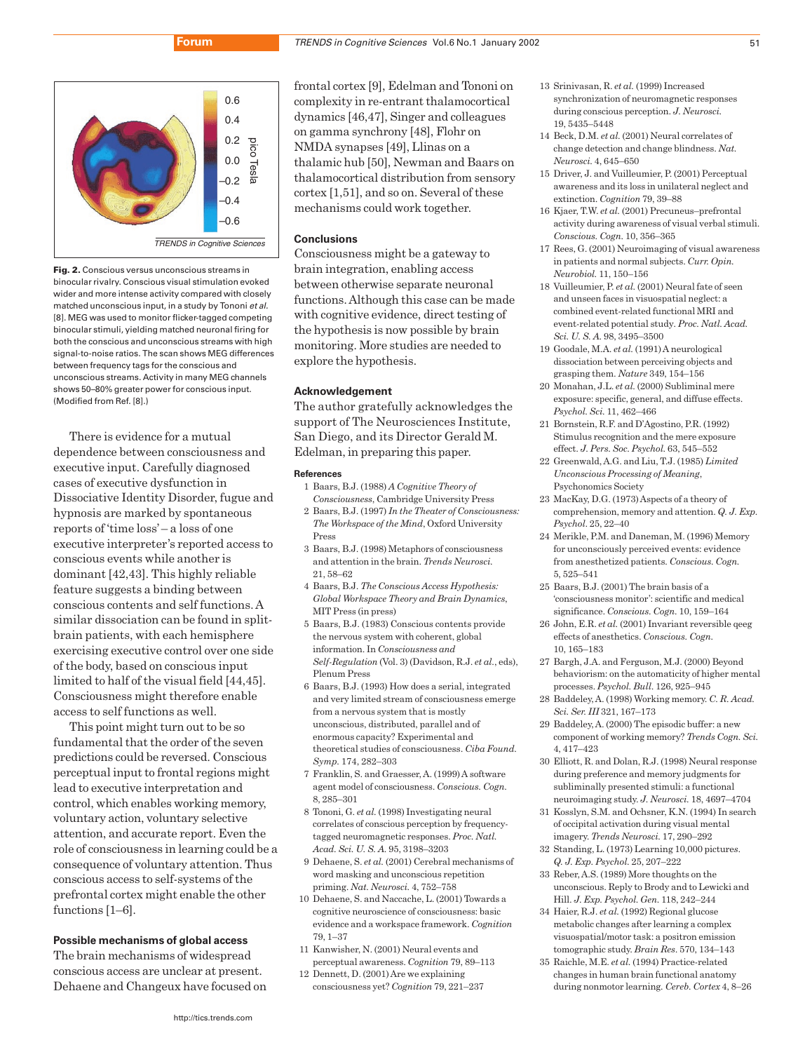Fig. 2. Conscious versus unconscious streams in binocular rivalry. Conscious visual stimulation evoked wider and more intense activity compared with closely matched unconscious input, in a study by Tononi *et al.* [8]. MEG was used to monitor flicker-tagged competing binocular stimuli, yielding matched neuronal firing for both the conscious and unconscious streams with high signal-to-noise ratios. The scan shows MEG differences between frequency tags for the conscious and unconscious streams. Activity in many MEG channels shows 50–80% greater power for conscious input. (Modified from Ref. [8].)

There is evidence for a mutual dependence between consciousness and executive input. Carefully diagnosed cases of executive dysfunction in Dissociative Identity Disorder, fugue and hypnosis are marked by spontaneous reports of 'time loss' – a loss of one executive interpreter's reported access to conscious events while another is dominant [42,43]. This highly reliable feature suggests a binding between conscious contents and self functions. A similar dissociation can be found in split-brain patients, with each hemisphere exercising executive control over one side of the body, based on conscious input limited to half of the visual field [44,45]. Consciousness might therefore enable access to self functions as well.

This point might turn out to be so fundamental that the order of the seven predictions could be reversed. Conscious perceptual input to frontal regions might lead to executive interpretation and control, which enables working memory, voluntary action, voluntary selective attention, and accurate report. Even the role of consciousness in learning could be a consequence of voluntary attention. Thus conscious access to self-systems of the prefrontal cortex might enable the other functions [1–6].

### Possible mechanisms of global access

The brain mechanisms of widespread conscious access are unclear at present. Dehaene and Changeux have focused on frontal cortex [9], Edelman and Tononi on complexity in re-entrant thalamocortical dynamics [46,47], Singer and colleagues on gamma synchrony [48], Flohr on NMDA synapses [49], Llinas on a thalamic hub [50], Newman and Baars on thalamocortical distribution from sensory cortex [1,51], and so on. Several of these mechanisms could work together.

### Conclusions

Consciousness might be a gateway to brain integration, enabling access between otherwise separate neuronal functions. Although this case can be made with cognitive evidence, direct testing of the hypothesis is now possible by brain monitoring. More studies are needed to explore the hypothesis.

### Acknowledgement

The author gratefully acknowledges the support of The Neurosciences Institute, San Diego, and its Director Gerald M. Edelman, in preparing this paper.

#### References

1 Baars, B.J. (1988) *A Cognitive Theory of Consciousness*, Cambridge University Press

2 Baars, B.J. (1997) *In the Theater of Consciousness: The Workspace of the Mind*, Oxford University Press

3 Baars, B.J. (1998) Metaphors of consciousness and attention in the brain. *Trends Neurosci.* 21, 58–62

4 Baars, B.J. *The Conscious Access Hypothesis: Global Workspace Theory and Brain Dynamics*, MIT Press (in press)

5 Baars, B.J. (1983) Conscious contents provide the nervous system with coherent, global information. In *Consciousness and Self-Regulation* (Vol. 3) (Davidson, R.J. *et al.*, eds), Plenum Press

6 Baars, B.J. (1993) How does a serial, integrated and very limited stream of consciousness emerge from a nervous system that is mostly unconscious, distributed, parallel and of enormous capacity? Experimental and theoretical studies of consciousness. *Ciba Found. Symp.* 174, 282–303

7 Franklin, S. and Graesser, A. (1999) A software agent model of consciousness. *Conscious. Cogn.* 8, 285–301

8 Tononi, G. *et al.* (1998) Investigating neural correlates of conscious perception by frequency-tagged neuromagnetic responses. *Proc. Natl. Acad. Sci. U. S. A.* 95, 3198–3203

9 Dehaene, S. *et al.* (2001) Cerebral mechanisms of word masking and unconscious repetition priming. *Nat. Neurosci.* 4, 752–758

10 Dehaene, S. and Naccache, L. (2001) Towards a cognitive neuroscience of consciousness: basic evidence and a workspace framework. *Cognition* 79, 1–37

11 Kanwisher, N. (2001) Neural events and perceptual awareness. *Cognition* 79, 89–113

12 Dennett, D. (2001) Are we explaining consciousness yet? *Cognition* 79, 221–237

13 Srinivasan, R. *et al.* (1999) Increased synchronization of neuromagnetic responses during conscious perception. *J. Neurosci.* 19, 5435–5448

14 Beck, D.M. *et al.* (2001) Neural correlates of change detection and change blindness. *Nat. Neurosci.* 4, 645–650

15 Driver, J. and Vuilleumier, P. (2001) Perceptual awareness and its loss in unilateral neglect and extinction. *Cognition* 79, 39–88

16 Kjaer, T.W. *et al.* (2001) Precuneus–prefrontal activity during awareness of visual verbal stimuli. *Conscious. Cogn.* 10, 356–365

17 Rees, G. (2001) Neuroimaging of visual awareness in patients and normal subjects. *Curr. Opin. Neurobiol.* 11, 150–156

18 Vuilleumier, P. *et al.* (2001) Neural fate of seen and unseen faces in visuospatial neglect: a combined event-related functional MRI and event-related potential study. *Proc. Natl. Acad. Sci. U. S. A.* 98, 3495–3500

19 Goodale, M.A. *et al.* (1991) A neurological dissociation between perceiving objects and grasping them. *Nature* 349, 154–156

20 Monahan, J.L. *et al.* (2000) Subliminal mere exposure: specific, general, and diffuse effects. *Psychol. Sci.* 11, 462–466

21 Bornstein, R.F. and D'Agostino, P.R. (1992) Stimulus recognition and the mere exposure effect. *J. Pers. Soc. Psychol.* 63, 545–552

22 Greenwald, A.G. and Liu, T.J. (1985) *Limited Unconscious Processing of Meaning*, Psychonomics Society

23 MacKay, D.G. (1973) Aspects of a theory of comprehension, memory and attention. *Q. J. Exp. Psychol.* 25, 22–40

24 Merikle, P.M. and Daneman, M. (1996) Memory for unconsciously perceived events: evidence from anesthetized patients. *Conscious. Cogn.* 5, 525–541

25 Baars, B.J. (2001) The brain basis of a 'consciousness monitor': scientific and medical significance. *Conscious. Cogn.* 10, 159–164

26 John, E.R. *et al.* (2001) Invariant reversible qeeg effects of anesthetics. *Conscious. Cogn.* 10, 165–183

27 Bargh, J.A. and Ferguson, M.J. (2000) Beyond behaviorism: on the automaticity of higher mental processes. *Psychol. Bull.* 126, 925–945

28 Baddeley, A. (1998) Working memory. *C. R. Acad. Sci. Ser. III* 321, 167–173

29 Baddeley, A. (2000) The episodic buffer: a new component of working memory? *Trends Cogn. Sci.* 4, 417–423

30 Elliott, R. and Dolan, R.J. (1998) Neural response during preference and memory judgments for subliminally presented stimuli: a functional neuroimaging study. *J. Neurosci.* 18, 4697–4704

31 Kosslyn, S.M. and Ochsner, K.N. (1994) In search of occipital activation during visual mental imagery. *Trends Neurosci.* 17, 290–292

32 Standing, L. (1973) Learning 10,000 pictures. *Q. J. Exp. Psychol.* 25, 207–222

33 Reber, A.S. (1989) More thoughts on the unconscious. Reply to Brody and to Lewicki and Hill. *J. Exp. Psychol. Gen.* 118, 242–244

34 Haier, R.J. *et al.* (1992) Regional glucose metabolic changes after learning a complex visuospatial/motor task: a positron emission tomographic study. *Brain Res.* 570, 134–143

35 Raichle, M.E. *et al.* (1994) Practice-related changes in human brain functional anatomy during nonmotor learning. *Cereb. Cortex* 4, 8–26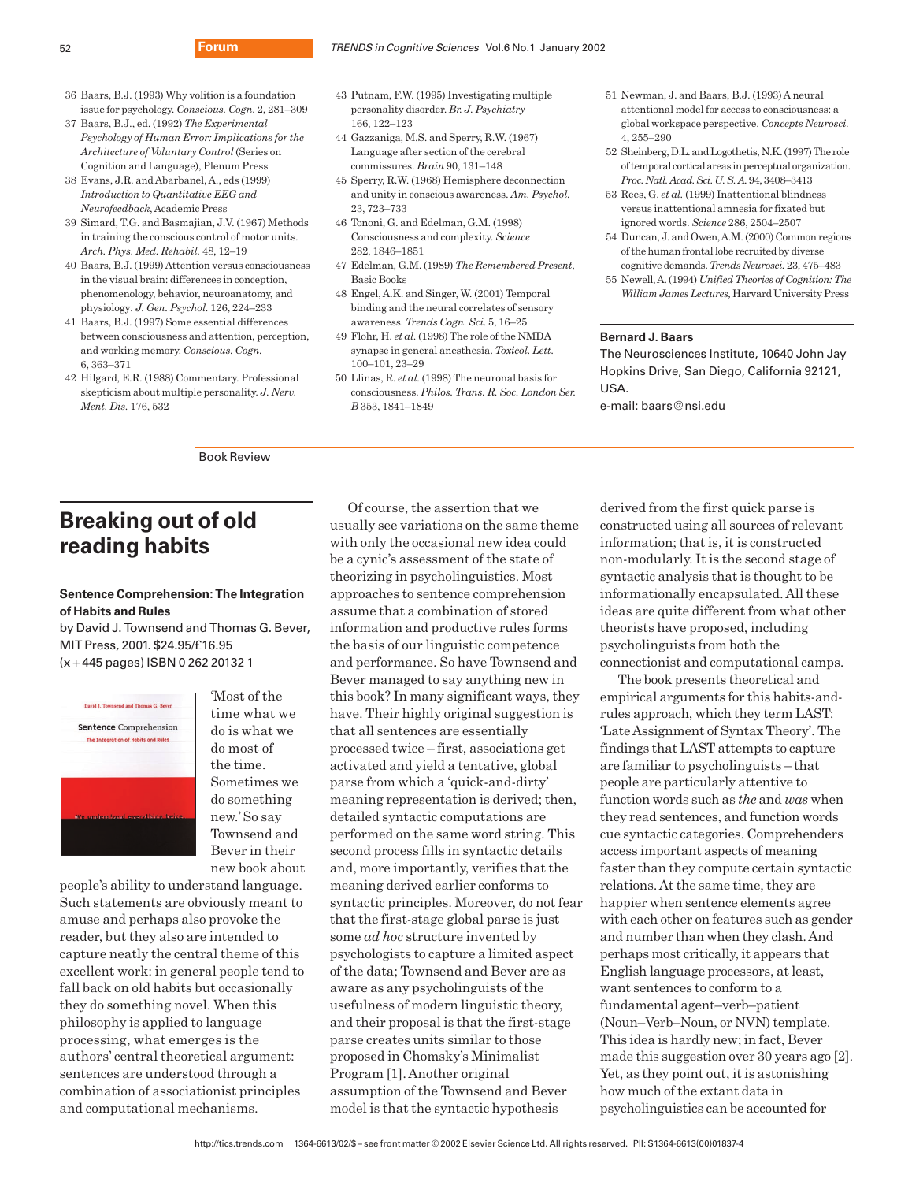36 Baars, B.J. (1993) Why volition is a foundation issue for psychology. *Conscious. Cogn.* 2, 281–309

37 Baars, B.J., ed. (1992) *The Experimental Psychology of Human Error: Implications for the Architecture of Voluntary Control* (Series on Cognition and Language), Plenum Press

38 Evans, J.R. and Abarbanel, A., eds (1999) *Introduction to Quantitative EEG and Neurofeedback*, Academic Press

39 Simard, T.G. and Basmajian, J.V. (1967) Methods in training the conscious control of motor units. *Arch. Phys. Med. Rehabil.* 48, 12–19

40 Baars, B.J. (1999) Attention versus consciousness in the visual brain: differences in conception, phenomenology, behavior, neuroanatomy, and physiology. *J. Gen. Psychol.* 126, 224–233

41 Baars, B.J. (1997) Some essential differences between consciousness and attention, perception, and working memory. *Conscious. Cogn.* 6, 363–371

42 Hilgard, E.R. (1988) Commentary. Professional skepticism about multiple personality. *J. Nerv. Ment. Dis.* 176, 532

43 Putnam, F.W. (1995) Investigating multiple personality disorder. *Br. J. Psychiatry* 166, 122–123

44 Gazzaniga, M.S. and Sperry, R.W. (1967) Language after section of the cerebral commissures. *Brain* 90, 131–148

45 Sperry, R.W. (1968) Hemisphere deconnection and unity in conscious awareness. *Am. Psychol.* 23, 723–733

46 Tononi, G. and Edelman, G.M. (1998) Consciousness and complexity. *Science* 282, 1846–1851

47 Edelman, G.M. (1989) *The Remembered Present*, Basic Books

48 Engel, A.K. and Singer, W. (2001) Temporal binding and the neural correlates of sensory awareness. *Trends Cogn. Sci.* 5, 16–25

49 Flohr, H. *et al.* (1998) The role of the NMDA synapse in general anesthesia. *Toxicol. Lett.* 100–101, 23–29

50 Llinas, R. *et al.* (1998) The neuronal basis for consciousness. *Philos. Trans. R. Soc. London Ser. B* 353, 1841–1849

51 Newman, J. and Baars, B.J. (1993) A neural attentional model for access to consciousness: a global workspace perspective. *Concepts Neurosci.* 4, 255–290

52 Sheinberg, D.L. and Logothetis, N.K. (1997) The role of temporal cortical areas in perceptual organization. *Proc. Natl. Acad. Sci. U. S. A.* 94, 3408–3413

53 Rees, G. *et al.* (1999) Inattentional blindness versus inattentional amnesia for fixated but ignored words. *Science* 286, 2504–2507

54 Duncan, J. and Owen, A.M. (2000) Common regions of the human frontal lobe recruited by diverse cognitive demands. *Trends Neurosci.* 23, 475–483

55 Newell, A. (1994) *Unified Theories of Cognition: The William James Lectures*, Harvard University Press

**Bernard J. Baars**
The Neurosciences Institute, 10640 John Jay Hopkins Drive, San Diego, California 92121, USA.
e-mail: baars@nsi.edu

Book Review

# Breaking out of old reading habits

**Sentence Comprehension: The Integration of Habits and Rules**
by David J. Townsend and Thomas G. Bever, MIT Press, 2001. $24.95/£16.95 (x + 445 pages) ISBN 0 262 20132 1

'Most of the time what we do is what we do most of the time. Sometimes we do something new.' So say Townsend and Bever in their new book about people's ability to understand language. Such statements are obviously meant to amuse and perhaps also provoke the reader, but they also are intended to capture neatly the central theme of this excellent work: in general people tend to fall back on old habits but occasionally they do something novel. When this philosophy is applied to language processing, what emerges is the authors' central theoretical argument: sentences are understood through a combination of associationist principles and computational mechanisms.

Of course, the assertion that we usually see variations on the same theme with only the occasional new idea could be a cynic's assessment of the state of theorizing in psycholinguistics. Most approaches to sentence comprehension assume that a combination of stored information and productive rules forms the basis of our linguistic competence and performance. So have Townsend and Bever managed to say anything new in this book? In many significant ways, they have. Their highly original suggestion is that all sentences are essentially processed twice – first, associations get activated and yield a tentative, global parse from which a 'quick-and-dirty' meaning representation is derived; then, detailed syntactic computations are performed on the same word string. This second process fills in syntactic details and, more importantly, verifies that the meaning derived earlier conforms to syntactic principles. Moreover, do not fear that the first-stage global parse is just some *ad hoc* structure invented by psychologists to capture a limited aspect of the data; Townsend and Bever are as aware as any psycholinguists of the usefulness of modern linguistic theory, and their proposal is that the first-stage parse creates units similar to those proposed in Chomsky's Minimalist Program [1]. Another original assumption of the Townsend and Bever model is that the syntactic hypothesis derived from the first quick parse is constructed using all sources of relevant information; that is, it is constructed non-modularly. It is the second stage of syntactic analysis that is thought to be informationally encapsulated. All these ideas are quite different from what other theorists have proposed, including psycholinguists from both the connectionist and computational camps.

The book presents theoretical and empirical arguments for this habits-and-rules approach, which they term LAST: 'Late Assignment of Syntax Theory'. The findings that LAST attempts to capture are familiar to psycholinguists – that people are particularly attentive to function words such as *the* and *was* when they read sentences, and function words cue syntactic categories. Comprehenders access important aspects of meaning faster than they compute certain syntactic relations. At the same time, they are happier when sentence elements agree with each other on features such as gender and number than when they clash. And perhaps most critically, it appears that English language processors, at least, want sentences to conform to a fundamental agent–verb–patient (Noun–Verb–Noun, or NVN) template. This idea is hardly new; in fact, Bever made this suggestion over 30 years ago [2]. Yet, as they point out, it is astonishing how much of the extant data in psycholinguistics can be accounted for